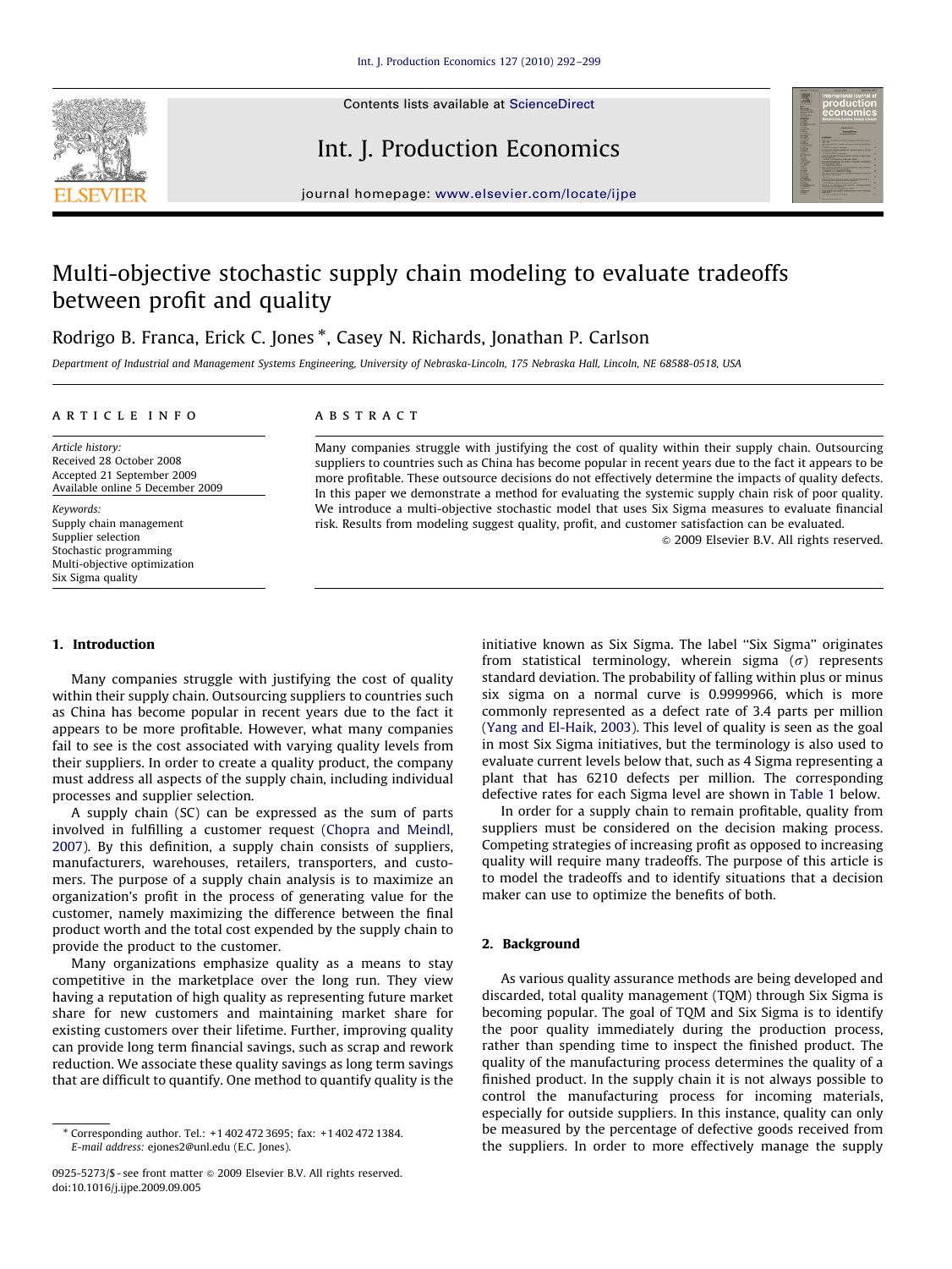Contents lists available at ScienceDirect

# Int. J. Production Economics

journal homepage: www.elsevier.com/locate/ijpe

# Multi-objective stochastic supply chain modeling to evaluate tradeoffs between profit and quality

Rodrigo B. Franca, Erick C. Jones *, Casey N. Richards, Jonathan P. Carlson

*Department of Industrial and Management Systems Engineering, University of Nebraska-Lincoln, 175 Nebraska Hall, Lincoln, NE 68588-0518, USA*

## ARTICLE INFO

*Article history:*
Received 28 October 2008
Accepted 21 September 2009
Available online 5 December 2009

*Keywords:*
Supply chain management
Supplier selection
Stochastic programming
Multi-objective optimization
Six Sigma quality

## ABSTRACT

Many companies struggle with justifying the cost of quality within their supply chain. Outsourcing suppliers to countries such as China has become popular in recent years due to the fact it appears to be more profitable. These outsource decisions do not effectively determine the impacts of quality defects. In this paper we demonstrate a method for evaluating the systemic supply chain risk of poor quality. We introduce a multi-objective stochastic model that uses Six Sigma measures to evaluate financial risk. Results from modeling suggest quality, profit, and customer satisfaction can be evaluated.

© 2009 Elsevier B.V. All rights reserved.

## 1. Introduction

Many companies struggle with justifying the cost of quality within their supply chain. Outsourcing suppliers to countries such as China has become popular in recent years due to the fact it appears to be more profitable. However, what many companies fail to see is the cost associated with varying quality levels from their suppliers. In order to create a quality product, the company must address all aspects of the supply chain, including individual processes and supplier selection.

A supply chain (SC) can be expressed as the sum of parts involved in fulfilling a customer request (Chopra and Meindl, 2007). By this definition, a supply chain consists of suppliers, manufacturers, warehouses, retailers, transporters, and customers. The purpose of a supply chain analysis is to maximize an organization's profit in the process of generating value for the customer, namely maximizing the difference between the final product worth and the total cost expended by the supply chain to provide the product to the customer.

Many organizations emphasize quality as a means to stay competitive in the marketplace over the long run. They view having a reputation of high quality as representing future market share for new customers and maintaining market share for existing customers over their lifetime. Further, improving quality can provide long term financial savings, such as scrap and rework reduction. We associate these quality savings as long term savings that are difficult to quantify. One method to quantify quality is the initiative known as Six Sigma. The label "Six Sigma" originates from statistical terminology, wherein sigma ($\sigma$) represents standard deviation. The probability of falling within plus or minus six sigma on a normal curve is 0.9999966, which is more commonly represented as a defect rate of 3.4 parts per million (Yang and El-Haik, 2003). This level of quality is seen as the goal in most Six Sigma initiatives, but the terminology is also used to evaluate current levels below that, such as 4 Sigma representing a plant that has 6210 defects per million. The corresponding defective rates for each Sigma level are shown in Table 1 below.

In order for a supply chain to remain profitable, quality from suppliers must be considered on the decision making process. Competing strategies of increasing profit as opposed to increasing quality will require many tradeoffs. The purpose of this article is to model the tradeoffs and to identify situations that a decision maker can use to optimize the benefits of both.

## 2. Background

As various quality assurance methods are being developed and discarded, total quality management (TQM) through Six Sigma is becoming popular. The goal of TQM and Six Sigma is to identify the poor quality immediately during the production process, rather than spending time to inspect the finished product. The quality of the manufacturing process determines the quality of a finished product. In the supply chain it is not always possible to control the manufacturing process for incoming materials, especially for outside suppliers. In this instance, quality can only be measured by the percentage of defective goods received from the suppliers. In order to more effectively manage the supply

* Corresponding author. Tel.: +1 402 472 3695; fax: +1 402 472 1384.
*E-mail address:* ejones2@unl.edu (E.C. Jones).

0925-5273/$ - see front matter © 2009 Elsevier B.V. All rights reserved.
doi:10.1016/j.ijpe.2009.09.005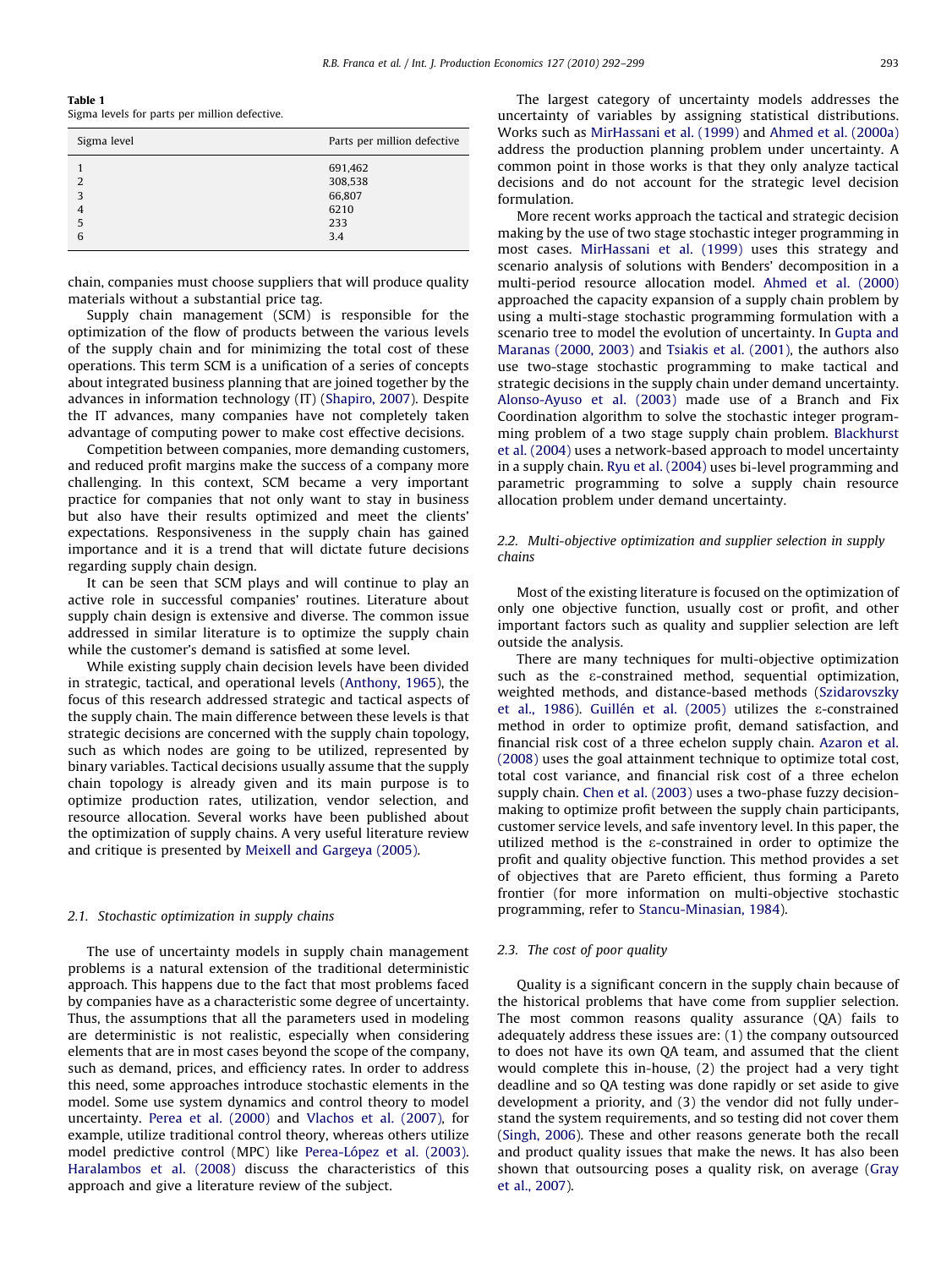**Table 1**
Sigma levels for parts per million defective.

| Sigma level | Parts per million defective |
|---|---|
| 1 | 691,462 |
| 2 | 308,538 |
| 3 | 66,807 |
| 4 | 6210 |
| 5 | 233 |
| 6 | 3.4 |

chain, companies must choose suppliers that will produce quality materials without a substantial price tag.

Supply chain management (SCM) is responsible for the optimization of the flow of products between the various levels of the supply chain and for minimizing the total cost of these operations. This term SCM is a unification of a series of concepts about integrated business planning that are joined together by the advances in information technology (IT) (Shapiro, 2007). Despite the IT advances, many companies have not completely taken advantage of computing power to make cost effective decisions.

Competition between companies, more demanding customers, and reduced profit margins make the success of a company more challenging. In this context, SCM became a very important practice for companies that not only want to stay in business but also have their results optimized and meet the clients' expectations. Responsiveness in the supply chain has gained importance and it is a trend that will dictate future decisions regarding supply chain design.

It can be seen that SCM plays and will continue to play an active role in successful companies' routines. Literature about supply chain design is extensive and diverse. The common issue addressed in similar literature is to optimize the supply chain while the customer's demand is satisfied at some level.

While existing supply chain decision levels have been divided in strategic, tactical, and operational levels (Anthony, 1965), the focus of this research addressed strategic and tactical aspects of the supply chain. The main difference between these levels is that strategic decisions are concerned with the supply chain topology, such as which nodes are going to be utilized, represented by binary variables. Tactical decisions usually assume that the supply chain topology is already given and its main purpose is to optimize production rates, utilization, vendor selection, and resource allocation. Several works have been published about the optimization of supply chains. A very useful literature review and critique is presented by Meixell and Gargeya (2005).

### 2.1. Stochastic optimization in supply chains

The use of uncertainty models in supply chain management problems is a natural extension of the traditional deterministic approach. This happens due to the fact that most problems faced by companies have as a characteristic some degree of uncertainty. Thus, the assumptions that all the parameters used in modeling are deterministic is not realistic, especially when considering elements that are in most cases beyond the scope of the company, such as demand, prices, and efficiency rates. In order to address this need, some approaches introduce stochastic elements in the model. Some use system dynamics and control theory to model uncertainty. Perea et al. (2000) and Vlachos et al. (2007), for example, utilize traditional control theory, whereas others utilize model predictive control (MPC) like Perea-López et al. (2003). Haralambos et al. (2008) discuss the characteristics of this approach and give a literature review of the subject.

The largest category of uncertainty models addresses the uncertainty of variables by assigning statistical distributions. Works such as MirHassani et al. (1999) and Ahmed et al. (2000a) address the production planning problem under uncertainty. A common point in those works is that they only analyze tactical decisions and do not account for the strategic level decision formulation.

More recent works approach the tactical and strategic decision making by the use of two stage stochastic integer programming in most cases. MirHassani et al. (1999) uses this strategy and scenario analysis of solutions with Benders' decomposition in a multi-period resource allocation model. Ahmed et al. (2000) approached the capacity expansion of a supply chain problem by using a multi-stage stochastic programming formulation with a scenario tree to model the evolution of uncertainty. In Gupta and Maranas (2000, 2003) and Tsiakis et al. (2001), the authors also use two-stage stochastic programming to make tactical and strategic decisions in the supply chain under demand uncertainty. Alonso-Ayuso et al. (2003) made use of a Branch and Fix Coordination algorithm to solve the stochastic integer programming problem of a two stage supply chain problem. Blackhurst et al. (2004) uses a network-based approach to model uncertainty in a supply chain. Ryu et al. (2004) uses bi-level programming and parametric programming to solve a supply chain resource allocation problem under demand uncertainty.

### 2.2. Multi-objective optimization and supplier selection in supply chains

Most of the existing literature is focused on the optimization of only one objective function, usually cost or profit, and other important factors such as quality and supplier selection are left outside the analysis.

There are many techniques for multi-objective optimization such as the ε-constrained method, sequential optimization, weighted methods, and distance-based methods (Szidarovszky et al., 1986). Guillén et al. (2005) utilizes the ε-constrained method in order to optimize profit, demand satisfaction, and financial risk cost of a three echelon supply chain. Azaron et al. (2008) uses the goal attainment technique to optimize total cost, total cost variance, and financial risk cost of a three echelon supply chain. Chen et al. (2003) uses a two-phase fuzzy decision-making to optimize profit between the supply chain participants, customer service levels, and safe inventory level. In this paper, the utilized method is the ε-constrained in order to optimize the profit and quality objective function. This method provides a set of objectives that are Pareto efficient, thus forming a Pareto frontier (for more information on multi-objective stochastic programming, refer to Stancu-Minasian, 1984).

### 2.3. The cost of poor quality

Quality is a significant concern in the supply chain because of the historical problems that have come from supplier selection. The most common reasons quality assurance (QA) fails to adequately address these issues are: (1) the company outsourced to does not have its own QA team, and assumed that the client would complete this in-house, (2) the project had a very tight deadline and so QA testing was done rapidly or set aside to give development a priority, and (3) the vendor did not fully understand the system requirements, and so testing did not cover them (Singh, 2006). These and other reasons generate both the recall and product quality issues that make the news. It has also been shown that outsourcing poses a quality risk, on average (Gray et al., 2007).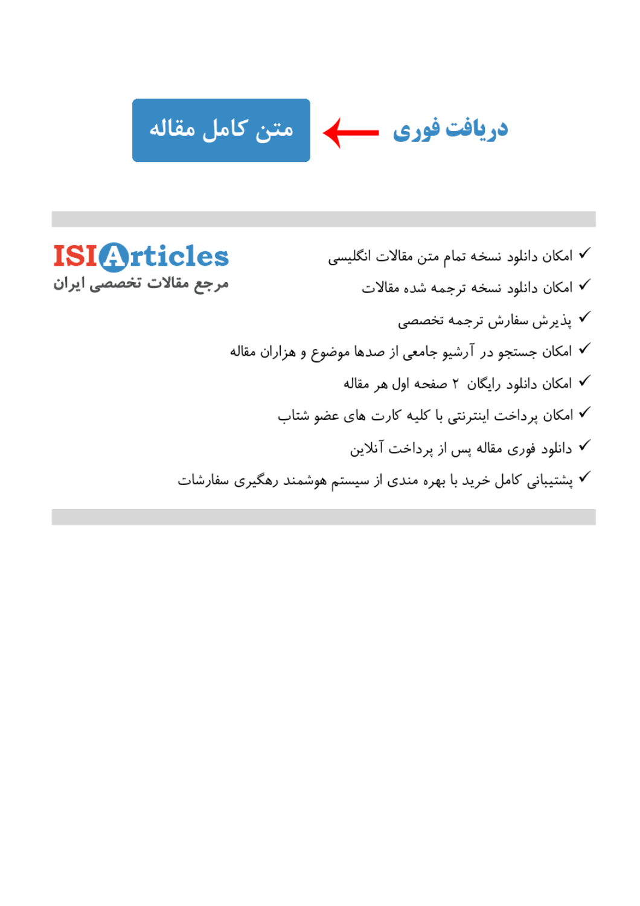دریافت فوری ← **متن کامل مقاله**

**ISIArticles**
مرجع مقالات تخصصی ایران

- ✓ امکان دانلود نسخه تمام متن مقالات انگلیسی
- ✓ امکان دانلود نسخه ترجمه شده مقالات
- ✓ پذیرش سفارش ترجمه تخصصی
- ✓ امکان جستجو در آرشیو جامعی از صدها موضوع و هزاران مقاله
- ✓ امکان دانلود رایگان ۲ صفحه اول هر مقاله
- ✓ امکان پرداخت اینترنتی با کلیه کارت های عضو شتاب
- ✓ دانلود فوری مقاله پس از پرداخت آنلاین
- ✓ پشتیبانی کامل خرید با بهره مندی از سیستم هوشمند رهگیری سفارشات